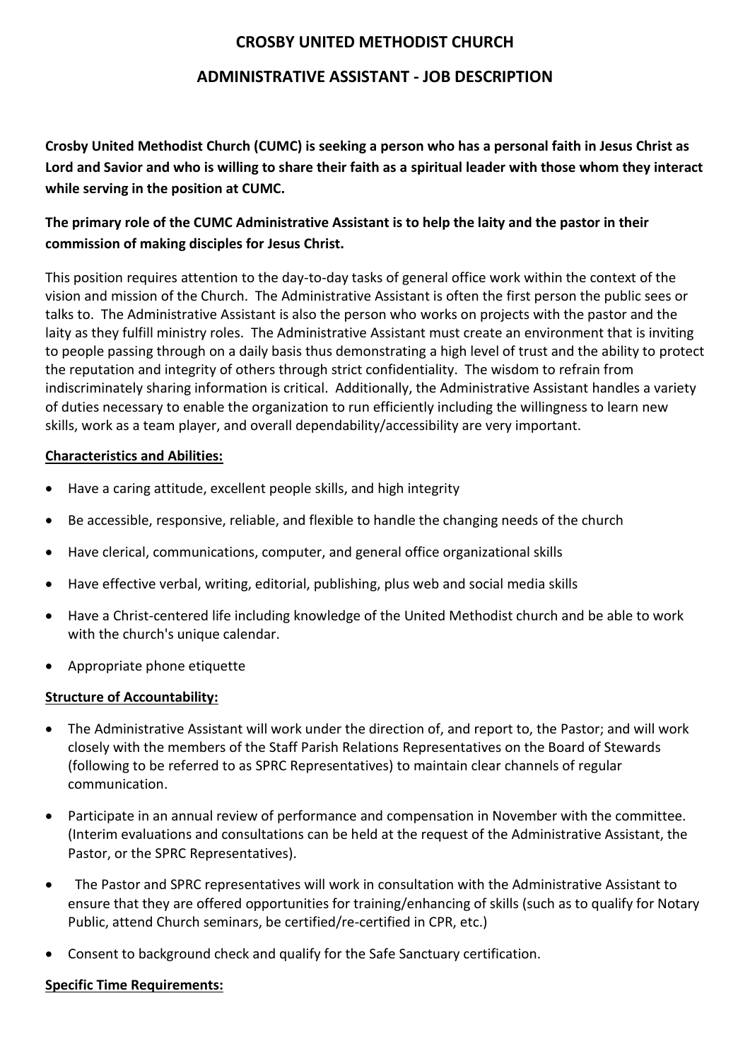# CROSBY UNITED METHODIST CHURCH

## ADMINISTRATIVE ASSISTANT - JOB DESCRIPTION

**Crosby United Methodist Church (CUMC) is seeking a person who has a personal faith in Jesus Christ as Lord and Savior and who is willing to share their faith as a spiritual leader with those whom they interact while serving in the position at CUMC.**

**The primary role of the CUMC Administrative Assistant is to help the laity and the pastor in their commission of making disciples for Jesus Christ.**

This position requires attention to the day-to-day tasks of general office work within the context of the vision and mission of the Church. The Administrative Assistant is often the first person the public sees or talks to. The Administrative Assistant is also the person who works on projects with the pastor and the laity as they fulfill ministry roles. The Administrative Assistant must create an environment that is inviting to people passing through on a daily basis thus demonstrating a high level of trust and the ability to protect the reputation and integrity of others through strict confidentiality. The wisdom to refrain from indiscriminately sharing information is critical. Additionally, the Administrative Assistant handles a variety of duties necessary to enable the organization to run efficiently including the willingness to learn new skills, work as a team player, and overall dependability/accessibility are very important.

**Characteristics and Abilities:**

- Have a caring attitude, excellent people skills, and high integrity
- Be accessible, responsive, reliable, and flexible to handle the changing needs of the church
- Have clerical, communications, computer, and general office organizational skills
- Have effective verbal, writing, editorial, publishing, plus web and social media skills
- Have a Christ-centered life including knowledge of the United Methodist church and be able to work with the church's unique calendar.
- Appropriate phone etiquette

**Structure of Accountability:**

- The Administrative Assistant will work under the direction of, and report to, the Pastor; and will work closely with the members of the Staff Parish Relations Representatives on the Board of Stewards (following to be referred to as SPRC Representatives) to maintain clear channels of regular communication.
- Participate in an annual review of performance and compensation in November with the committee. (Interim evaluations and consultations can be held at the request of the Administrative Assistant, the Pastor, or the SPRC Representatives).
- The Pastor and SPRC representatives will work in consultation with the Administrative Assistant to ensure that they are offered opportunities for training/enhancing of skills (such as to qualify for Notary Public, attend Church seminars, be certified/re-certified in CPR, etc.)
- Consent to background check and qualify for the Safe Sanctuary certification.

**Specific Time Requirements:**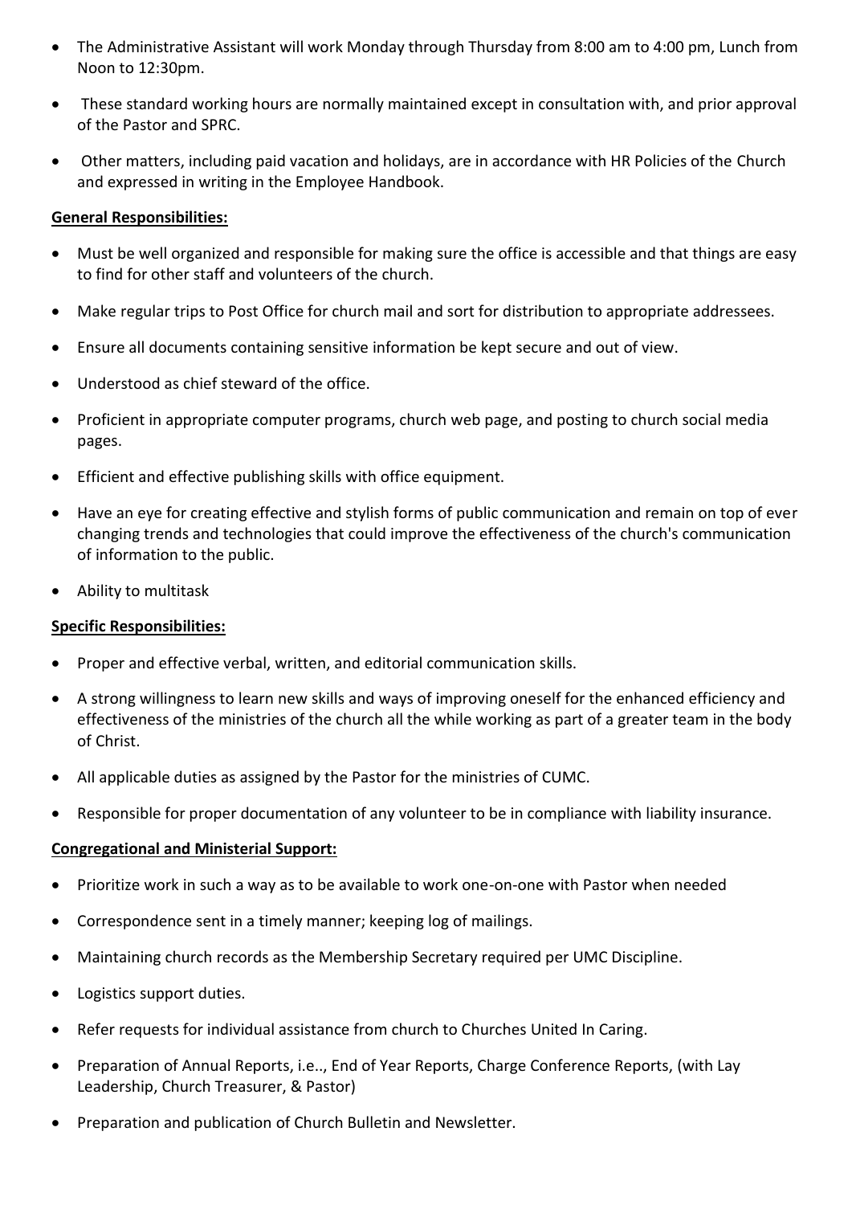- The Administrative Assistant will work Monday through Thursday from 8:00 am to 4:00 pm, Lunch from Noon to 12:30pm.
- These standard working hours are normally maintained except in consultation with, and prior approval of the Pastor and SPRC.
- Other matters, including paid vacation and holidays, are in accordance with HR Policies of the Church and expressed in writing in the Employee Handbook.

**General Responsibilities:**

- Must be well organized and responsible for making sure the office is accessible and that things are easy to find for other staff and volunteers of the church.
- Make regular trips to Post Office for church mail and sort for distribution to appropriate addressees.
- Ensure all documents containing sensitive information be kept secure and out of view.
- Understood as chief steward of the office.
- Proficient in appropriate computer programs, church web page, and posting to church social media pages.
- Efficient and effective publishing skills with office equipment.
- Have an eye for creating effective and stylish forms of public communication and remain on top of ever changing trends and technologies that could improve the effectiveness of the church's communication of information to the public.
- Ability to multitask

**Specific Responsibilities:**

- Proper and effective verbal, written, and editorial communication skills.
- A strong willingness to learn new skills and ways of improving oneself for the enhanced efficiency and effectiveness of the ministries of the church all the while working as part of a greater team in the body of Christ.
- All applicable duties as assigned by the Pastor for the ministries of CUMC.
- Responsible for proper documentation of any volunteer to be in compliance with liability insurance.

**Congregational and Ministerial Support:**

- Prioritize work in such a way as to be available to work one-on-one with Pastor when needed
- Correspondence sent in a timely manner; keeping log of mailings.
- Maintaining church records as the Membership Secretary required per UMC Discipline.
- Logistics support duties.
- Refer requests for individual assistance from church to Churches United In Caring.
- Preparation of Annual Reports, i.e.., End of Year Reports, Charge Conference Reports, (with Lay Leadership, Church Treasurer, & Pastor)
- Preparation and publication of Church Bulletin and Newsletter.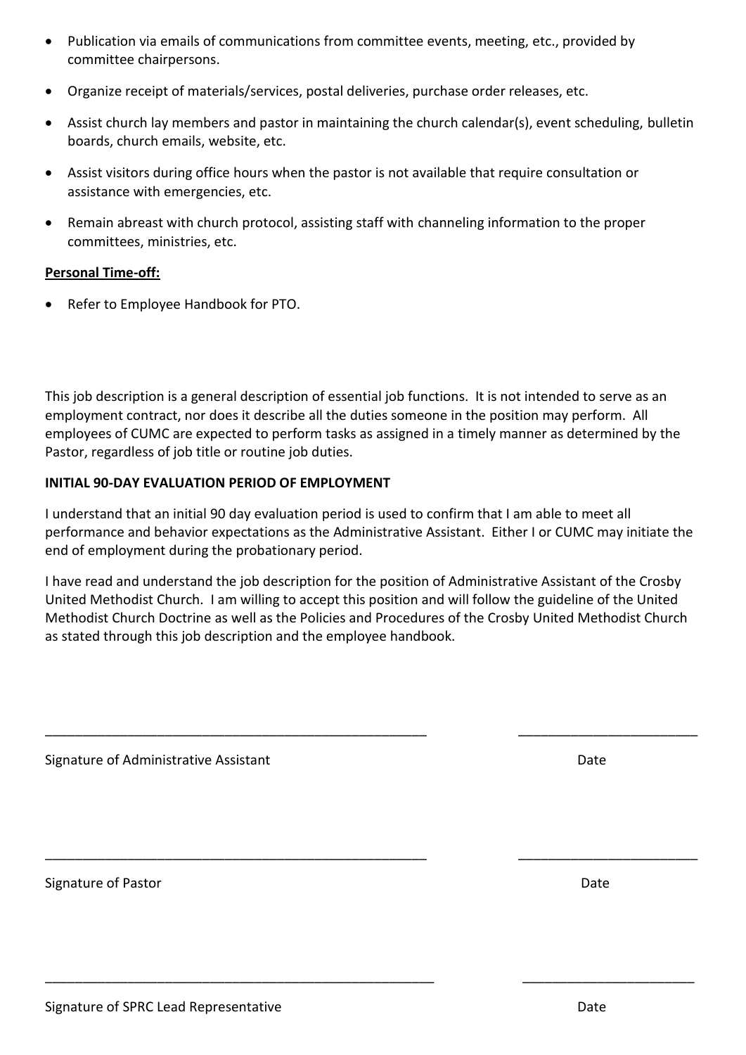- Publication via emails of communications from committee events, meeting, etc., provided by committee chairpersons.
- Organize receipt of materials/services, postal deliveries, purchase order releases, etc.
- Assist church lay members and pastor in maintaining the church calendar(s), event scheduling, bulletin boards, church emails, website, etc.
- Assist visitors during office hours when the pastor is not available that require consultation or assistance with emergencies, etc.
- Remain abreast with church protocol, assisting staff with channeling information to the proper committees, ministries, etc.

**<u>Personal Time-off:</u>**

- Refer to Employee Handbook for PTO.

This job description is a general description of essential job functions. It is not intended to serve as an employment contract, nor does it describe all the duties someone in the position may perform. All employees of CUMC are expected to perform tasks as assigned in a timely manner as determined by the Pastor, regardless of job title or routine job duties.

**INITIAL 90-DAY EVALUATION PERIOD OF EMPLOYMENT**

I understand that an initial 90 day evaluation period is used to confirm that I am able to meet all performance and behavior expectations as the Administrative Assistant. Either I or CUMC may initiate the end of employment during the probationary period.

I have read and understand the job description for the position of Administrative Assistant of the Crosby United Methodist Church. I am willing to accept this position and will follow the guideline of the United Methodist Church Doctrine as well as the Policies and Procedures of the Crosby United Methodist Church as stated through this job description and the employee handbook.

_____________________________________________________ ________________________

Signature of Administrative Assistant Date

_____________________________________________________ ________________________

Signature of Pastor Date

_____________________________________________________ ________________________

Signature of SPRC Lead Representative Date